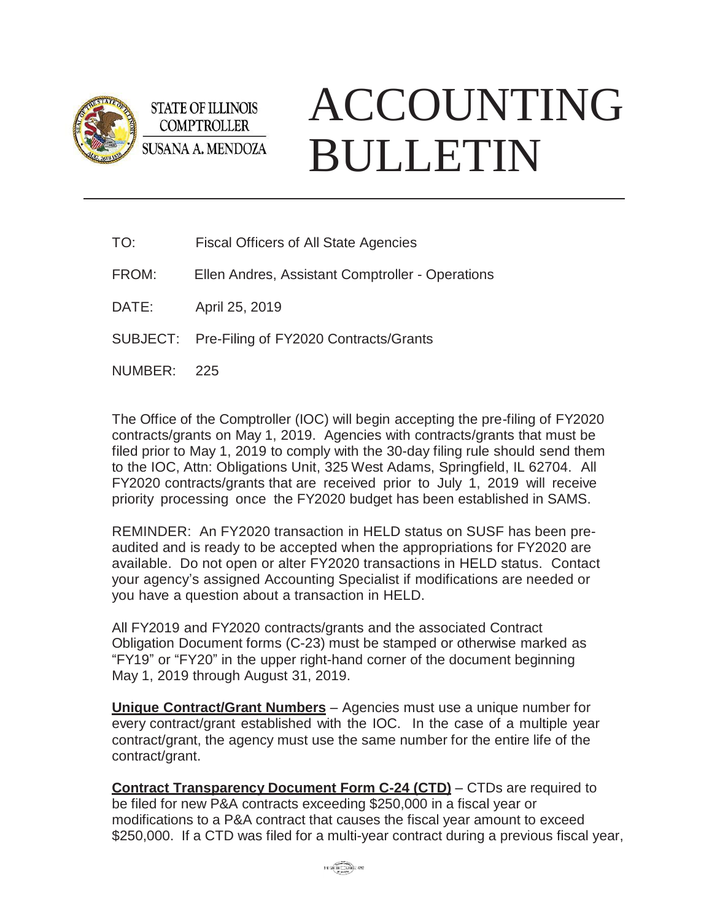STATE OF ILLINOIS
COMPTROLLER
SUSANA A. MENDOZA

# ACCOUNTING BULLETIN

TO: Fiscal Officers of All State Agencies

FROM: Ellen Andres, Assistant Comptroller - Operations

DATE: April 25, 2019

SUBJECT: Pre-Filing of FY2020 Contracts/Grants

NUMBER: 225

The Office of the Comptroller (IOC) will begin accepting the pre-filing of FY2020 contracts/grants on May 1, 2019. Agencies with contracts/grants that must be filed prior to May 1, 2019 to comply with the 30-day filing rule should send them to the IOC, Attn: Obligations Unit, 325 West Adams, Springfield, IL 62704. All FY2020 contracts/grants that are received prior to July 1, 2019 will receive priority processing once the FY2020 budget has been established in SAMS.

REMINDER: An FY2020 transaction in HELD status on SUSF has been pre-audited and is ready to be accepted when the appropriations for FY2020 are available. Do not open or alter FY2020 transactions in HELD status. Contact your agency's assigned Accounting Specialist if modifications are needed or you have a question about a transaction in HELD.

All FY2019 and FY2020 contracts/grants and the associated Contract Obligation Document forms (C-23) must be stamped or otherwise marked as "FY19" or "FY20" in the upper right-hand corner of the document beginning May 1, 2019 through August 31, 2019.

**Unique Contract/Grant Numbers** – Agencies must use a unique number for every contract/grant established with the IOC. In the case of a multiple year contract/grant, the agency must use the same number for the entire life of the contract/grant.

**Contract Transparency Document Form C-24 (CTD)** – CTDs are required to be filed for new P&A contracts exceeding $250,000 in a fiscal year or modifications to a P&A contract that causes the fiscal year amount to exceed $250,000. If a CTD was filed for a multi-year contract during a previous fiscal year,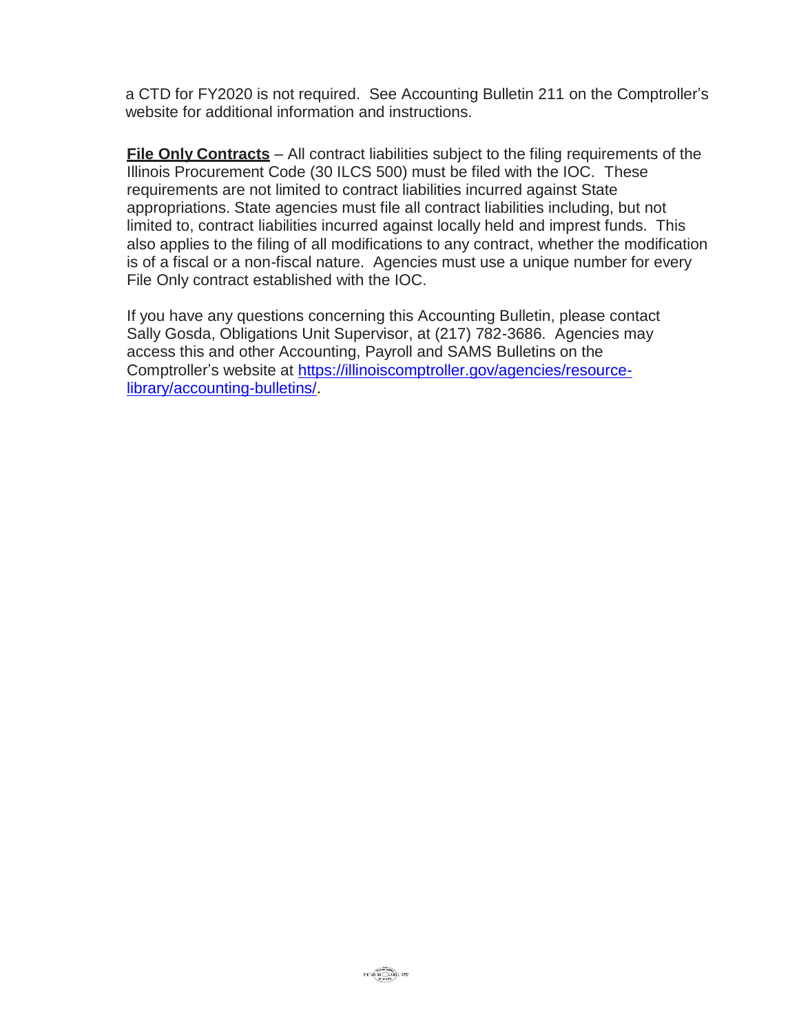a CTD for FY2020 is not required. See Accounting Bulletin 211 on the Comptroller's website for additional information and instructions.

**File Only Contracts** – All contract liabilities subject to the filing requirements of the Illinois Procurement Code (30 ILCS 500) must be filed with the IOC. These requirements are not limited to contract liabilities incurred against State appropriations. State agencies must file all contract liabilities including, but not limited to, contract liabilities incurred against locally held and imprest funds. This also applies to the filing of all modifications to any contract, whether the modification is of a fiscal or a non-fiscal nature. Agencies must use a unique number for every File Only contract established with the IOC.

If you have any questions concerning this Accounting Bulletin, please contact Sally Gosda, Obligations Unit Supervisor, at (217) 782-3686. Agencies may access this and other Accounting, Payroll and SAMS Bulletins on the Comptroller's website at https://illinoiscomptroller.gov/agencies/resource-library/accounting-bulletins/.